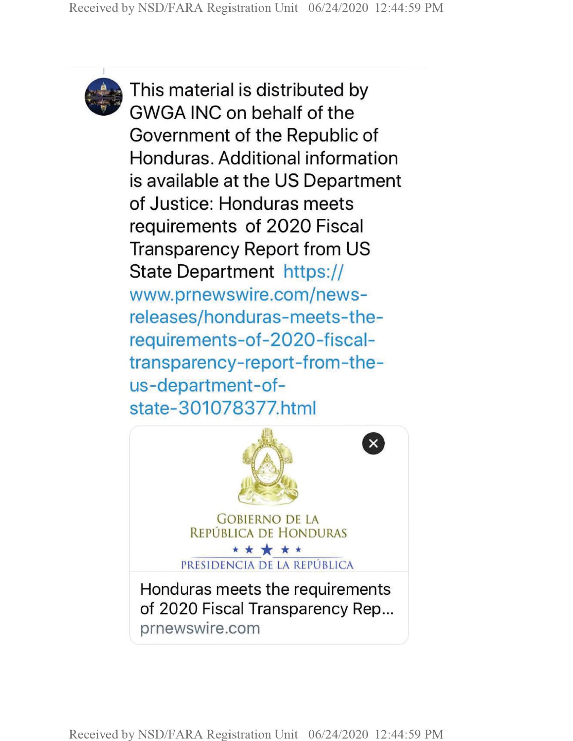This material is distributed by GWGA INC on behalf of the Government of the Republic of Honduras. Additional information is available at the US Department of Justice: Honduras meets requirements of 2020 Fiscal Transparency Report from US State Department https://www.prnewswire.com/news-releases/honduras-meets-the-requirements-of-2020-fiscal-transparency-report-from-the-us-department-of-state-301078377.html

GOBIERNO DE LA REPÚBLICA DE HONDURAS

PRESIDENCIA DE LA REPÚBLICA

Honduras meets the requirements of 2020 Fiscal Transparency Rep...

prnewswire.com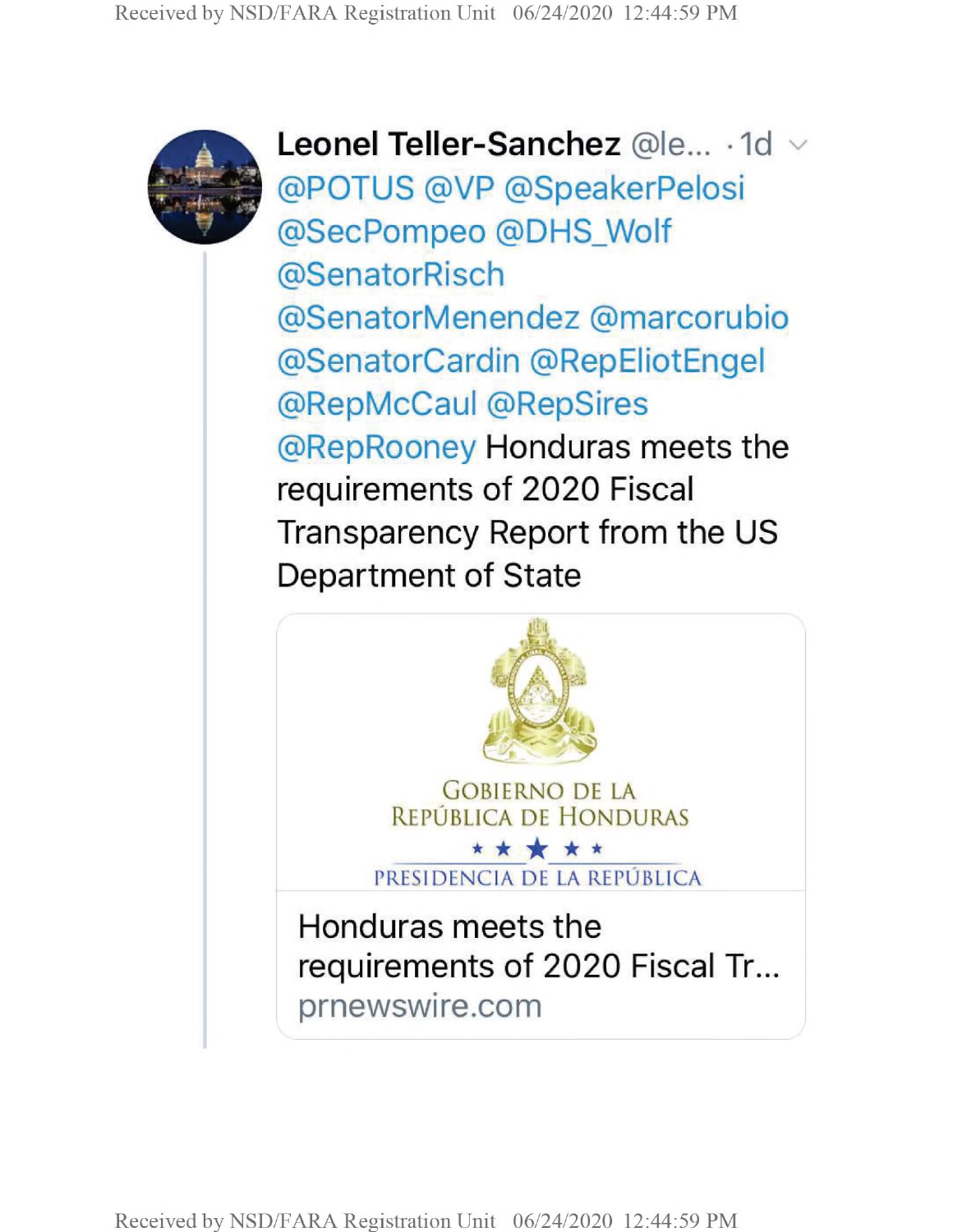Leonel Teller-Sanchez @le... · 1d

@POTUS @VP @SpeakerPelosi @SecPompeo @DHS_Wolf @SenatorRisch @SenatorMenendez @marcorubio @SenatorCardin @RepEliotEngel @RepMcCaul @RepSires @RepRooney Honduras meets the requirements of 2020 Fiscal Transparency Report from the US Department of State

GOBIERNO DE LA REPÚBLICA DE HONDURAS

PRESIDENCIA DE LA REPÚBLICA

Honduras meets the requirements of 2020 Fiscal Tr...

prnewswire.com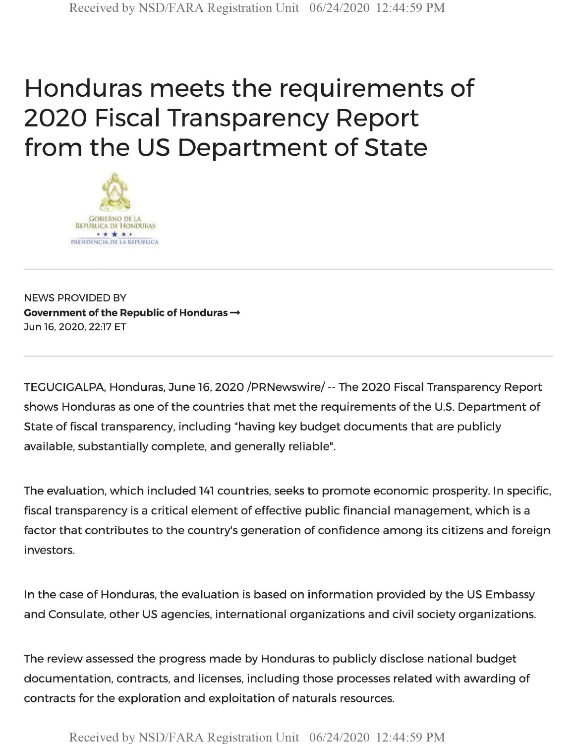# Honduras meets the requirements of 2020 Fiscal Transparency Report from the US Department of State

GOBIERNO DE LA REPÚBLICA DE HONDURAS
PRESIDENCIA DE LA REPÚBLICA

---

NEWS PROVIDED BY

**Government of the Republic of Honduras →**

Jun 16, 2020, 22:17 ET

---

TEGUCIGALPA, Honduras, June 16, 2020 /PRNewswire/ -- The 2020 Fiscal Transparency Report shows Honduras as one of the countries that met the requirements of the U.S. Department of State of fiscal transparency, including "having key budget documents that are publicly available, substantially complete, and generally reliable".

The evaluation, which included 141 countries, seeks to promote economic prosperity. In specific, fiscal transparency is a critical element of effective public financial management, which is a factor that contributes to the country's generation of confidence among its citizens and foreign investors.

In the case of Honduras, the evaluation is based on information provided by the US Embassy and Consulate, other US agencies, international organizations and civil society organizations.

The review assessed the progress made by Honduras to publicly disclose national budget documentation, contracts, and licenses, including those processes related with awarding of contracts for the exploration and exploitation of naturals resources.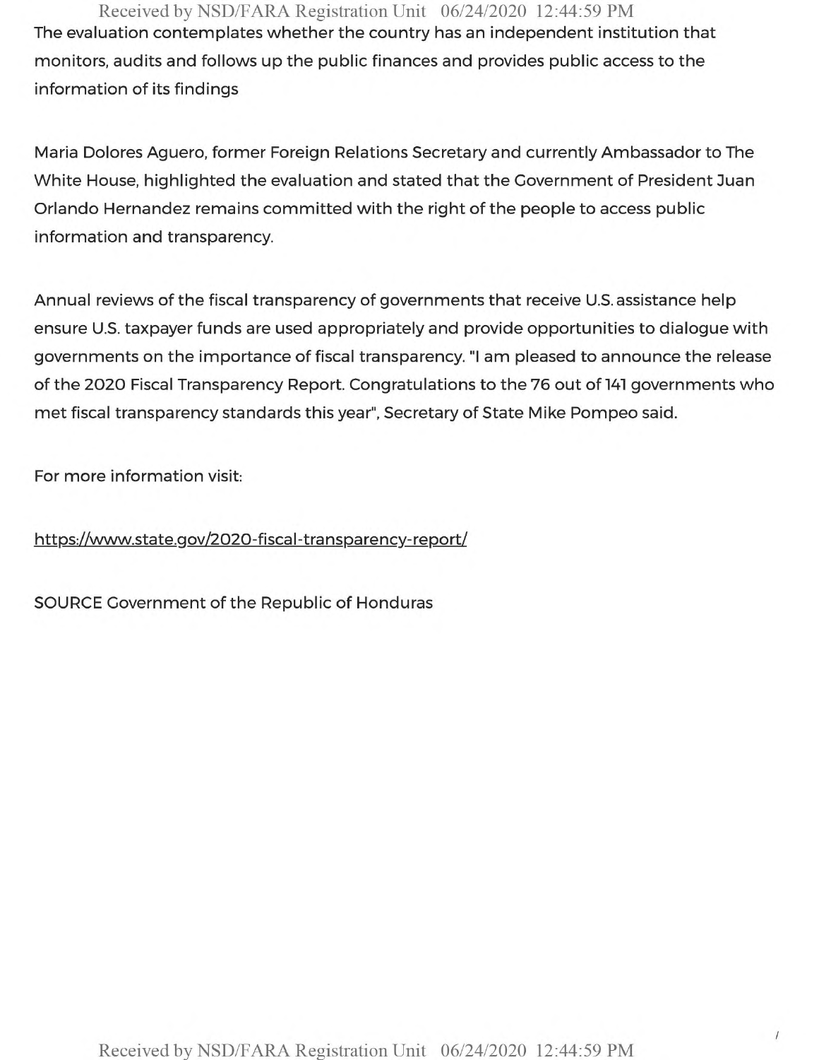The evaluation contemplates whether the country has an independent institution that monitors, audits and follows up the public finances and provides public access to the information of its findings

Maria Dolores Aguero, former Foreign Relations Secretary and currently Ambassador to The White House, highlighted the evaluation and stated that the Government of President Juan Orlando Hernandez remains committed with the right of the people to access public information and transparency.

Annual reviews of the fiscal transparency of governments that receive U.S. assistance help ensure U.S. taxpayer funds are used appropriately and provide opportunities to dialogue with governments on the importance of fiscal transparency. "I am pleased to announce the release of the 2020 Fiscal Transparency Report. Congratulations to the 76 out of 141 governments who met fiscal transparency standards this year", Secretary of State Mike Pompeo said.

For more information visit:

https://www.state.gov/2020-fiscal-transparency-report/

SOURCE Government of the Republic of Honduras